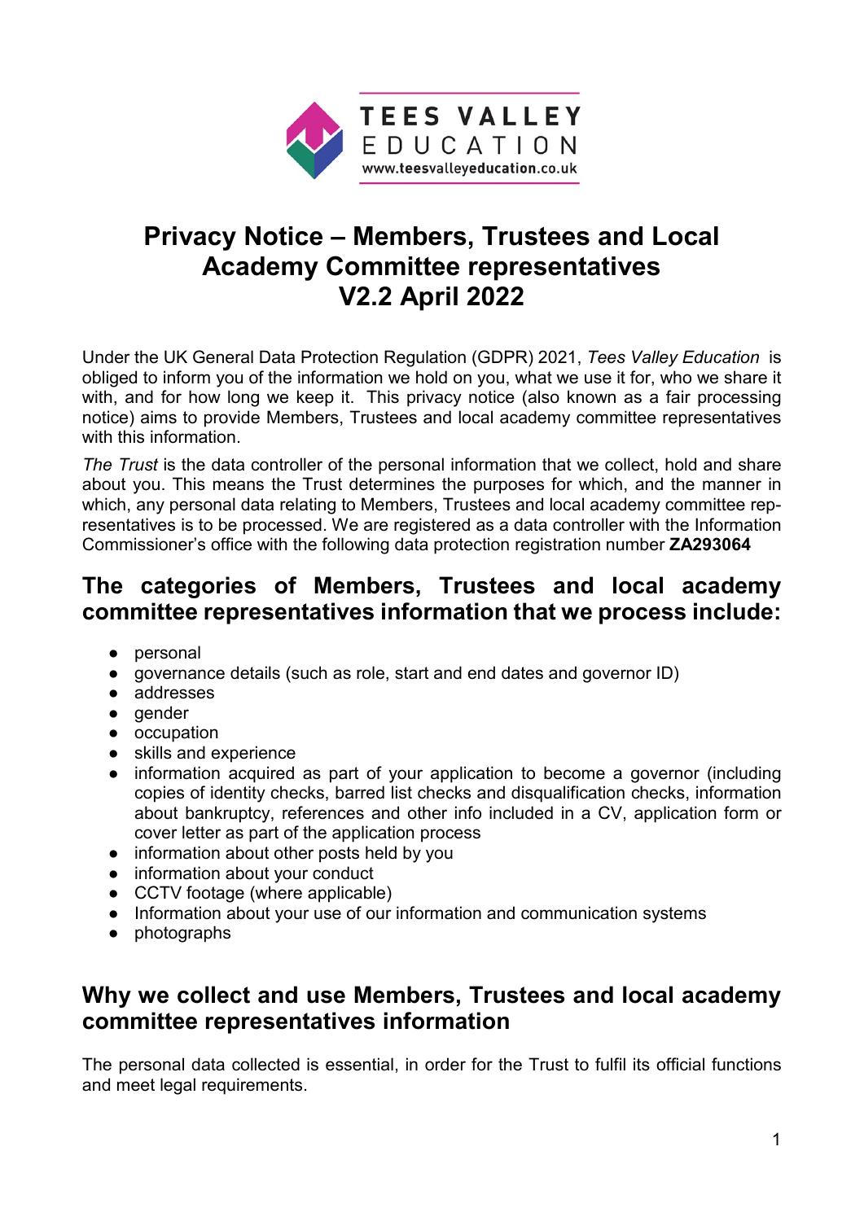# Privacy Notice – Members, Trustees and Local Academy Committee representatives V2.2 April 2022

Under the UK General Data Protection Regulation (GDPR) 2021, *Tees Valley Education* is obliged to inform you of the information we hold on you, what we use it for, who we share it with, and for how long we keep it. This privacy notice (also known as a fair processing notice) aims to provide Members, Trustees and local academy committee representatives with this information.

*The Trust* is the data controller of the personal information that we collect, hold and share about you. This means the Trust determines the purposes for which, and the manner in which, any personal data relating to Members, Trustees and local academy committee representatives is to be processed. We are registered as a data controller with the Information Commissioner's office with the following data protection registration number **ZA293064**

## The categories of Members, Trustees and local academy committee representatives information that we process include:

- personal
- governance details (such as role, start and end dates and governor ID)
- addresses
- gender
- occupation
- skills and experience
- information acquired as part of your application to become a governor (including copies of identity checks, barred list checks and disqualification checks, information about bankruptcy, references and other info included in a CV, application form or cover letter as part of the application process
- information about other posts held by you
- information about your conduct
- CCTV footage (where applicable)
- Information about your use of our information and communication systems
- photographs

## Why we collect and use Members, Trustees and local academy committee representatives information

The personal data collected is essential, in order for the Trust to fulfil its official functions and meet legal requirements.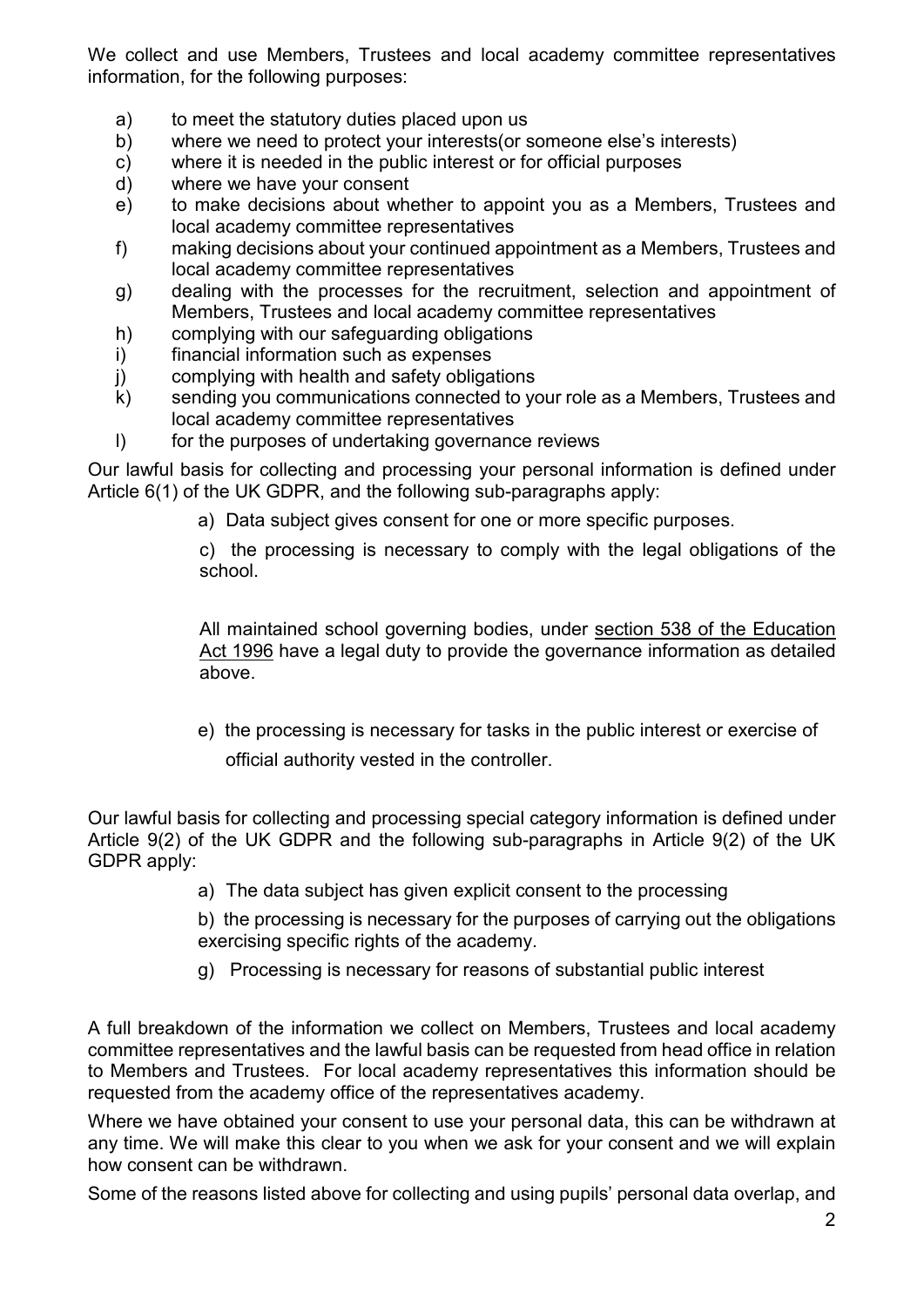We collect and use Members, Trustees and local academy committee representatives information, for the following purposes:

a) to meet the statutory duties placed upon us
b) where we need to protect your interests(or someone else's interests)
c) where it is needed in the public interest or for official purposes
d) where we have your consent
e) to make decisions about whether to appoint you as a Members, Trustees and local academy committee representatives
f) making decisions about your continued appointment as a Members, Trustees and local academy committee representatives
g) dealing with the processes for the recruitment, selection and appointment of Members, Trustees and local academy committee representatives
h) complying with our safeguarding obligations
i) financial information such as expenses
j) complying with health and safety obligations
k) sending you communications connected to your role as a Members, Trustees and local academy committee representatives
l) for the purposes of undertaking governance reviews

Our lawful basis for collecting and processing your personal information is defined under Article 6(1) of the UK GDPR, and the following sub-paragraphs apply:

> a) Data subject gives consent for one or more specific purposes.
>
> c) the processing is necessary to comply with the legal obligations of the school.
>
> All maintained school governing bodies, under section 538 of the Education Act 1996 have a legal duty to provide the governance information as detailed above.
>
> e) the processing is necessary for tasks in the public interest or exercise of official authority vested in the controller.

Our lawful basis for collecting and processing special category information is defined under Article 9(2) of the UK GDPR and the following sub-paragraphs in Article 9(2) of the UK GDPR apply:

> a) The data subject has given explicit consent to the processing
>
> b) the processing is necessary for the purposes of carrying out the obligations exercising specific rights of the academy.
>
> g) Processing is necessary for reasons of substantial public interest

A full breakdown of the information we collect on Members, Trustees and local academy committee representatives and the lawful basis can be requested from head office in relation to Members and Trustees. For local academy representatives this information should be requested from the academy office of the representatives academy.

Where we have obtained your consent to use your personal data, this can be withdrawn at any time. We will make this clear to you when we ask for your consent and we will explain how consent can be withdrawn.

Some of the reasons listed above for collecting and using pupils' personal data overlap, and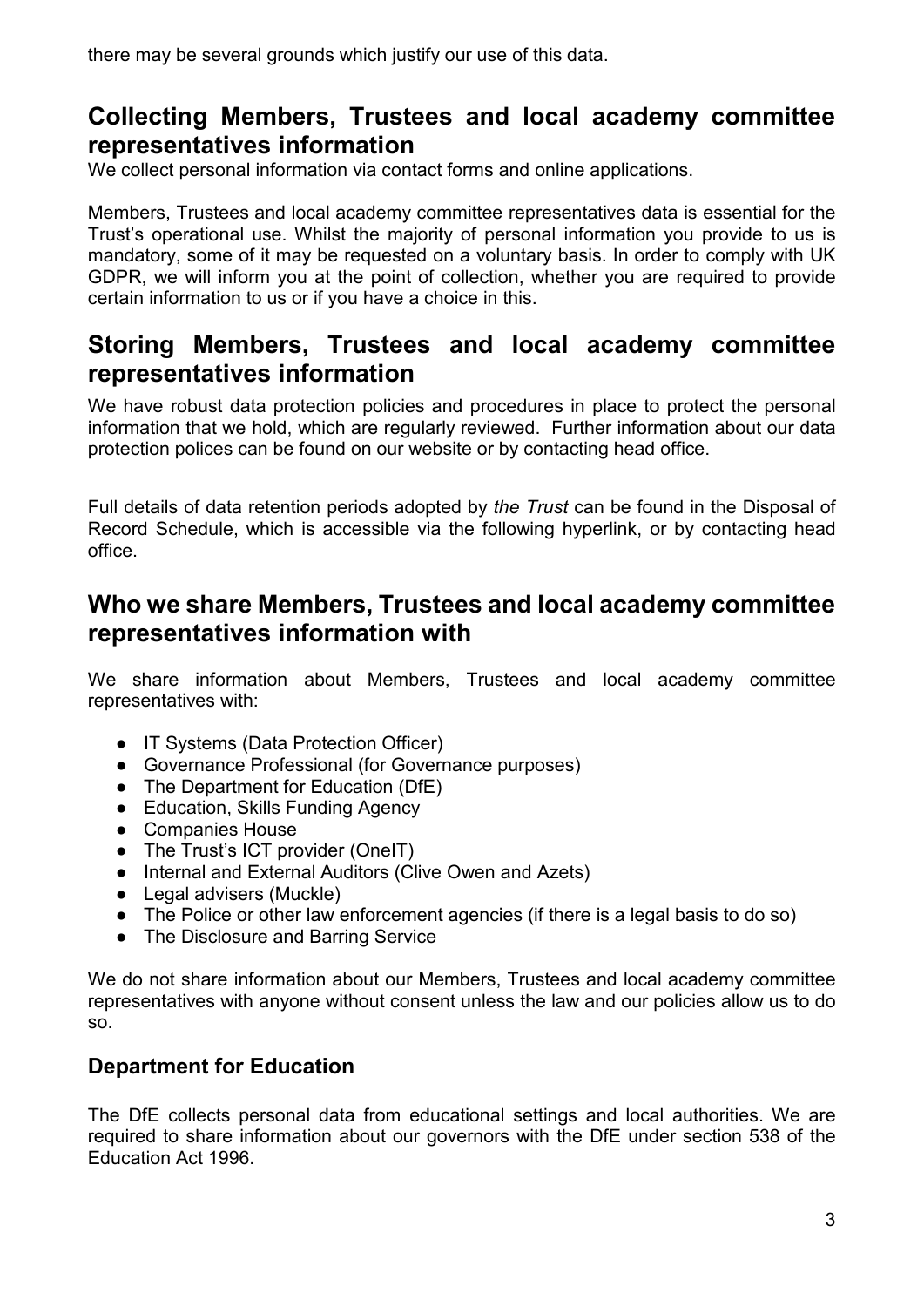there may be several grounds which justify our use of this data.

## Collecting Members, Trustees and local academy committee representatives information

We collect personal information via contact forms and online applications.

Members, Trustees and local academy committee representatives data is essential for the Trust's operational use. Whilst the majority of personal information you provide to us is mandatory, some of it may be requested on a voluntary basis. In order to comply with UK GDPR, we will inform you at the point of collection, whether you are required to provide certain information to us or if you have a choice in this.

## Storing Members, Trustees and local academy committee representatives information

We have robust data protection policies and procedures in place to protect the personal information that we hold, which are regularly reviewed. Further information about our data protection polices can be found on our website or by contacting head office.

Full details of data retention periods adopted by *the Trust* can be found in the Disposal of Record Schedule, which is accessible via the following hyperlink, or by contacting head office.

## Who we share Members, Trustees and local academy committee representatives information with

We share information about Members, Trustees and local academy committee representatives with:

- IT Systems (Data Protection Officer)
- Governance Professional (for Governance purposes)
- The Department for Education (DfE)
- Education, Skills Funding Agency
- Companies House
- The Trust's ICT provider (OneIT)
- Internal and External Auditors (Clive Owen and Azets)
- Legal advisers (Muckle)
- The Police or other law enforcement agencies (if there is a legal basis to do so)
- The Disclosure and Barring Service

We do not share information about our Members, Trustees and local academy committee representatives with anyone without consent unless the law and our policies allow us to do so.

### Department for Education

The DfE collects personal data from educational settings and local authorities. We are required to share information about our governors with the DfE under section 538 of the Education Act 1996.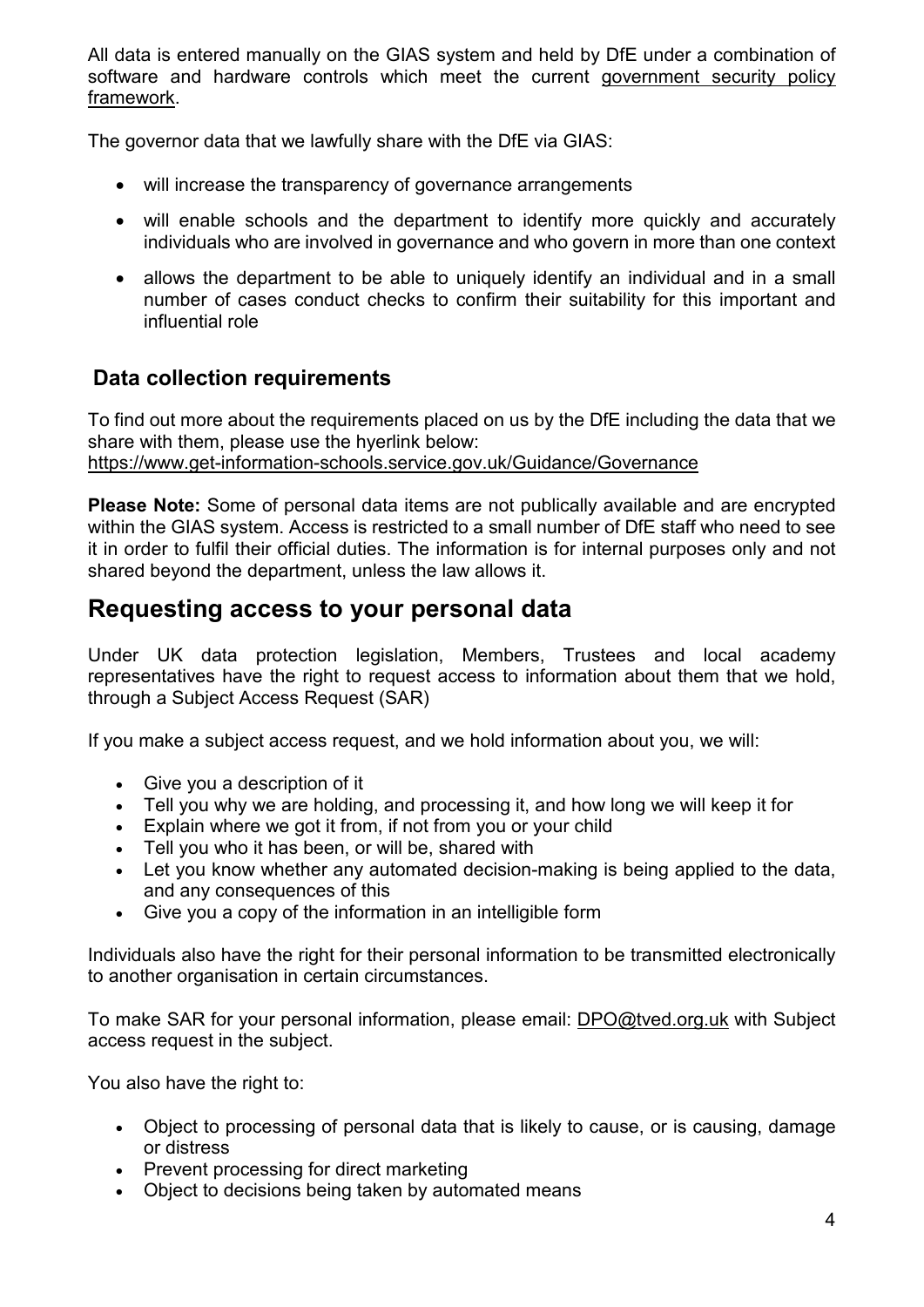All data is entered manually on the GIAS system and held by DfE under a combination of software and hardware controls which meet the current government security policy framework.

The governor data that we lawfully share with the DfE via GIAS:

- will increase the transparency of governance arrangements
- will enable schools and the department to identify more quickly and accurately individuals who are involved in governance and who govern in more than one context
- allows the department to be able to uniquely identify an individual and in a small number of cases conduct checks to confirm their suitability for this important and influential role

### Data collection requirements

To find out more about the requirements placed on us by the DfE including the data that we share with them, please use the hyerlink below:
https://www.get-information-schools.service.gov.uk/Guidance/Governance

**Please Note:** Some of personal data items are not publically available and are encrypted within the GIAS system. Access is restricted to a small number of DfE staff who need to see it in order to fulfil their official duties. The information is for internal purposes only and not shared beyond the department, unless the law allows it.

## Requesting access to your personal data

Under UK data protection legislation, Members, Trustees and local academy representatives have the right to request access to information about them that we hold, through a Subject Access Request (SAR)

If you make a subject access request, and we hold information about you, we will:

- Give you a description of it
- Tell you why we are holding, and processing it, and how long we will keep it for
- Explain where we got it from, if not from you or your child
- Tell you who it has been, or will be, shared with
- Let you know whether any automated decision-making is being applied to the data, and any consequences of this
- Give you a copy of the information in an intelligible form

Individuals also have the right for their personal information to be transmitted electronically to another organisation in certain circumstances.

To make SAR for your personal information, please email: DPO@tved.org.uk with Subject access request in the subject.

You also have the right to:

- Object to processing of personal data that is likely to cause, or is causing, damage or distress
- Prevent processing for direct marketing
- Object to decisions being taken by automated means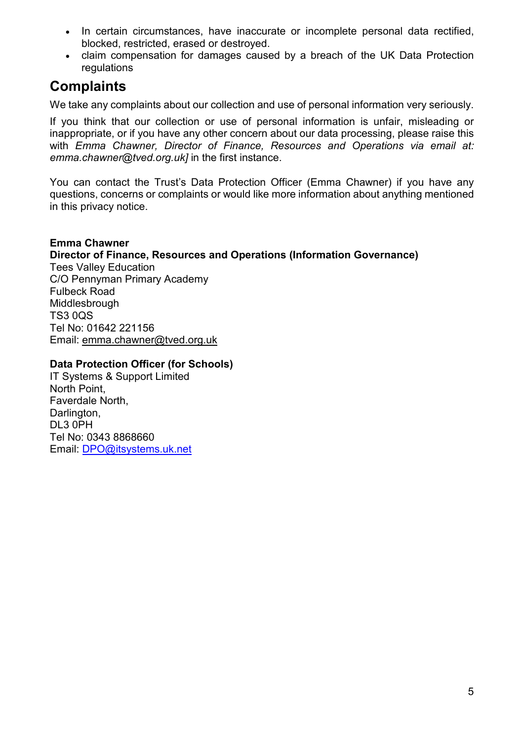- In certain circumstances, have inaccurate or incomplete personal data rectified, blocked, restricted, erased or destroyed.
- claim compensation for damages caused by a breach of the UK Data Protection regulations

## Complaints

We take any complaints about our collection and use of personal information very seriously.

If you think that our collection or use of personal information is unfair, misleading or inappropriate, or if you have any other concern about our data processing, please raise this with *Emma Chawner, Director of Finance, Resources and Operations via email at: emma.chawner@tved.org.uk]* in the first instance.

You can contact the Trust's Data Protection Officer (Emma Chawner) if you have any questions, concerns or complaints or would like more information about anything mentioned in this privacy notice.

**Emma Chawner**
**Director of Finance, Resources and Operations (Information Governance)**
Tees Valley Education
C/O Pennyman Primary Academy
Fulbeck Road
Middlesbrough
TS3 0QS
Tel No: 01642 221156
Email: emma.chawner@tved.org.uk

**Data Protection Officer (for Schools)**
IT Systems & Support Limited
North Point,
Faverdale North,
Darlington,
DL3 0PH
Tel No: 0343 8868660
Email: DPO@itsystems.uk.net